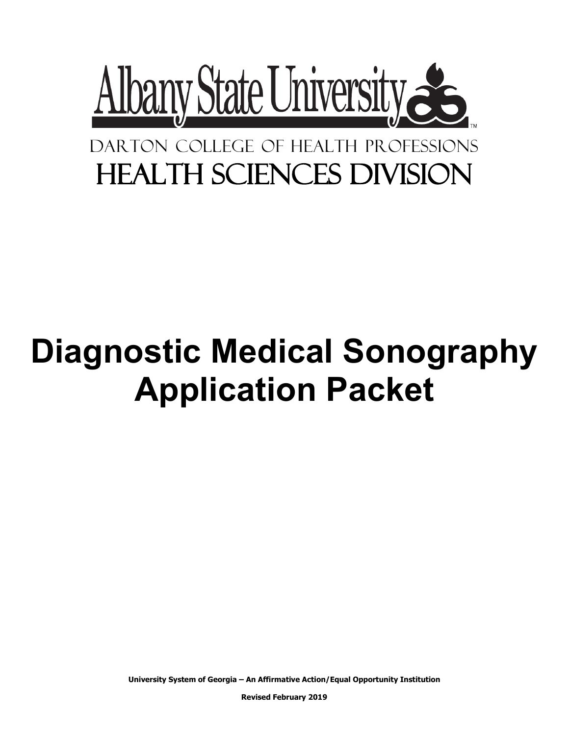Albany State University

DARTON COLLEGE OF HEALTH PROFESSIONS

HEALTH SCIENCES DIVISION

# Diagnostic Medical Sonography Application Packet

**University System of Georgia – An Affirmative Action/Equal Opportunity Institution**

**Revised February 2019**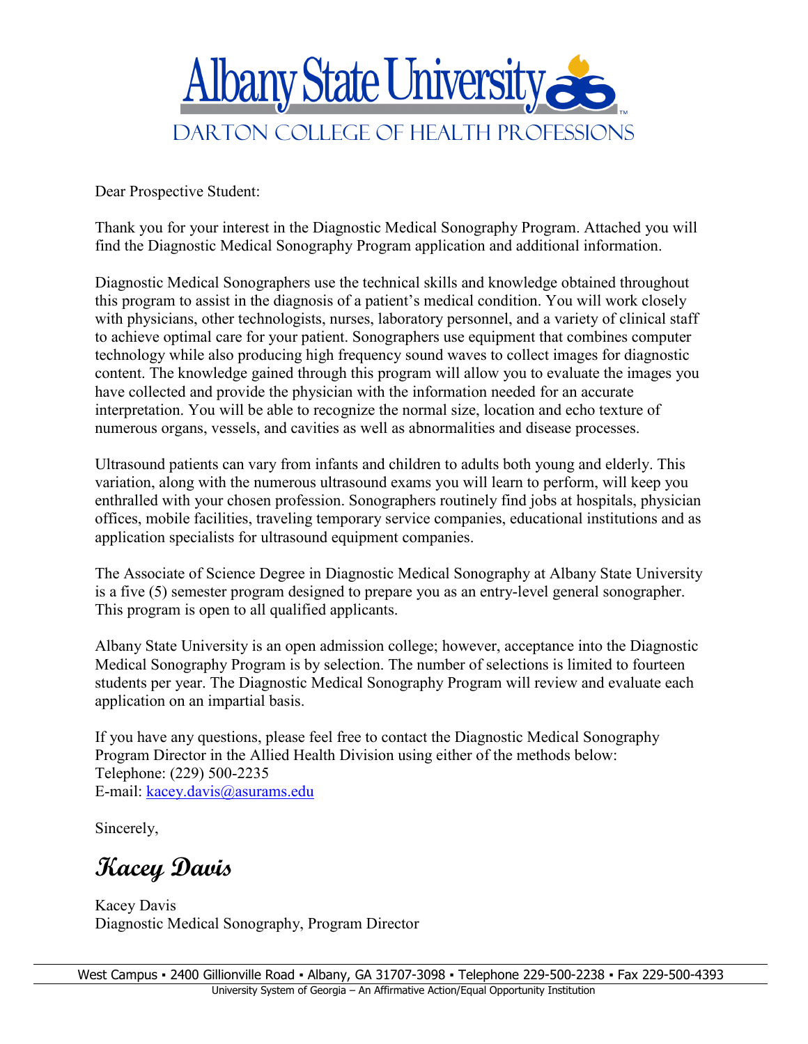# Albany State University

## DARTON COLLEGE OF HEALTH PROFESSIONS

Dear Prospective Student:

Thank you for your interest in the Diagnostic Medical Sonography Program. Attached you will find the Diagnostic Medical Sonography Program application and additional information.

Diagnostic Medical Sonographers use the technical skills and knowledge obtained throughout this program to assist in the diagnosis of a patient's medical condition. You will work closely with physicians, other technologists, nurses, laboratory personnel, and a variety of clinical staff to achieve optimal care for your patient. Sonographers use equipment that combines computer technology while also producing high frequency sound waves to collect images for diagnostic content. The knowledge gained through this program will allow you to evaluate the images you have collected and provide the physician with the information needed for an accurate interpretation. You will be able to recognize the normal size, location and echo texture of numerous organs, vessels, and cavities as well as abnormalities and disease processes.

Ultrasound patients can vary from infants and children to adults both young and elderly. This variation, along with the numerous ultrasound exams you will learn to perform, will keep you enthralled with your chosen profession. Sonographers routinely find jobs at hospitals, physician offices, mobile facilities, traveling temporary service companies, educational institutions and as application specialists for ultrasound equipment companies.

The Associate of Science Degree in Diagnostic Medical Sonography at Albany State University is a five (5) semester program designed to prepare you as an entry-level general sonographer. This program is open to all qualified applicants.

Albany State University is an open admission college; however, acceptance into the Diagnostic Medical Sonography Program is by selection. The number of selections is limited to fourteen students per year. The Diagnostic Medical Sonography Program will review and evaluate each application on an impartial basis.

If you have any questions, please feel free to contact the Diagnostic Medical Sonography Program Director in the Allied Health Division using either of the methods below:
Telephone: (229) 500-2235
E-mail: kacey.davis@asurams.edu

Sincerely,

*Kacey Davis*

Kacey Davis
Diagnostic Medical Sonography, Program Director

West Campus ▪ 2400 Gillionville Road ▪ Albany, GA 31707-3098 ▪ Telephone 229-500-2238 ▪ Fax 229-500-4393
University System of Georgia – An Affirmative Action/Equal Opportunity Institution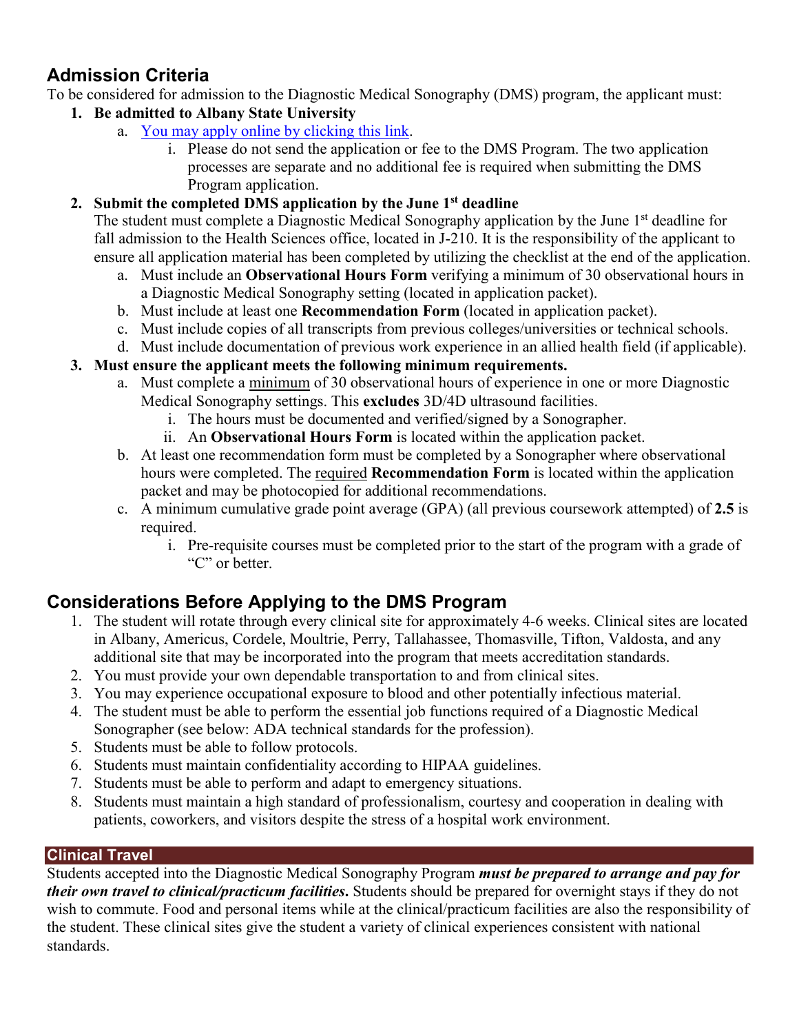## Admission Criteria

To be considered for admission to the Diagnostic Medical Sonography (DMS) program, the applicant must:

1. **Be admitted to Albany State University**
   a. [You may apply online by clicking this link](#).
      i. Please do not send the application or fee to the DMS Program. The two application processes are separate and no additional fee is required when submitting the DMS Program application.
2. **Submit the completed DMS application by the June 1st deadline**
   The student must complete a Diagnostic Medical Sonography application by the June 1st deadline for fall admission to the Health Sciences office, located in J-210. It is the responsibility of the applicant to ensure all application material has been completed by utilizing the checklist at the end of the application.
   a. Must include an **Observational Hours Form** verifying a minimum of 30 observational hours in a Diagnostic Medical Sonography setting (located in application packet).
   b. Must include at least one **Recommendation Form** (located in application packet).
   c. Must include copies of all transcripts from previous colleges/universities or technical schools.
   d. Must include documentation of previous work experience in an allied health field (if applicable).
3. **Must ensure the applicant meets the following minimum requirements.**
   a. Must complete a minimum of 30 observational hours of experience in one or more Diagnostic Medical Sonography settings. This **excludes** 3D/4D ultrasound facilities.
      i. The hours must be documented and verified/signed by a Sonographer.
      ii. An **Observational Hours Form** is located within the application packet.
   b. At least one recommendation form must be completed by a Sonographer where observational hours were completed. The required **Recommendation Form** is located within the application packet and may be photocopied for additional recommendations.
   c. A minimum cumulative grade point average (GPA) (all previous coursework attempted) of **2.5** is required.
      i. Pre-requisite courses must be completed prior to the start of the program with a grade of "C" or better.

## Considerations Before Applying to the DMS Program

1. The student will rotate through every clinical site for approximately 4-6 weeks. Clinical sites are located in Albany, Americus, Cordele, Moultrie, Perry, Tallahassee, Thomasville, Tifton, Valdosta, and any additional site that may be incorporated into the program that meets accreditation standards.
2. You must provide your own dependable transportation to and from clinical sites.
3. You may experience occupational exposure to blood and other potentially infectious material.
4. The student must be able to perform the essential job functions required of a Diagnostic Medical Sonographer (see below: ADA technical standards for the profession).
5. Students must be able to follow protocols.
6. Students must maintain confidentiality according to HIPAA guidelines.
7. Students must be able to perform and adapt to emergency situations.
8. Students must maintain a high standard of professionalism, courtesy and cooperation in dealing with patients, coworkers, and visitors despite the stress of a hospital work environment.

### Clinical Travel

Students accepted into the Diagnostic Medical Sonography Program ***must be prepared to arrange and pay for their own travel to clinical/practicum facilities.*** Students should be prepared for overnight stays if they do not wish to commute. Food and personal items while at the clinical/practicum facilities are also the responsibility of the student. These clinical sites give the student a variety of clinical experiences consistent with national standards.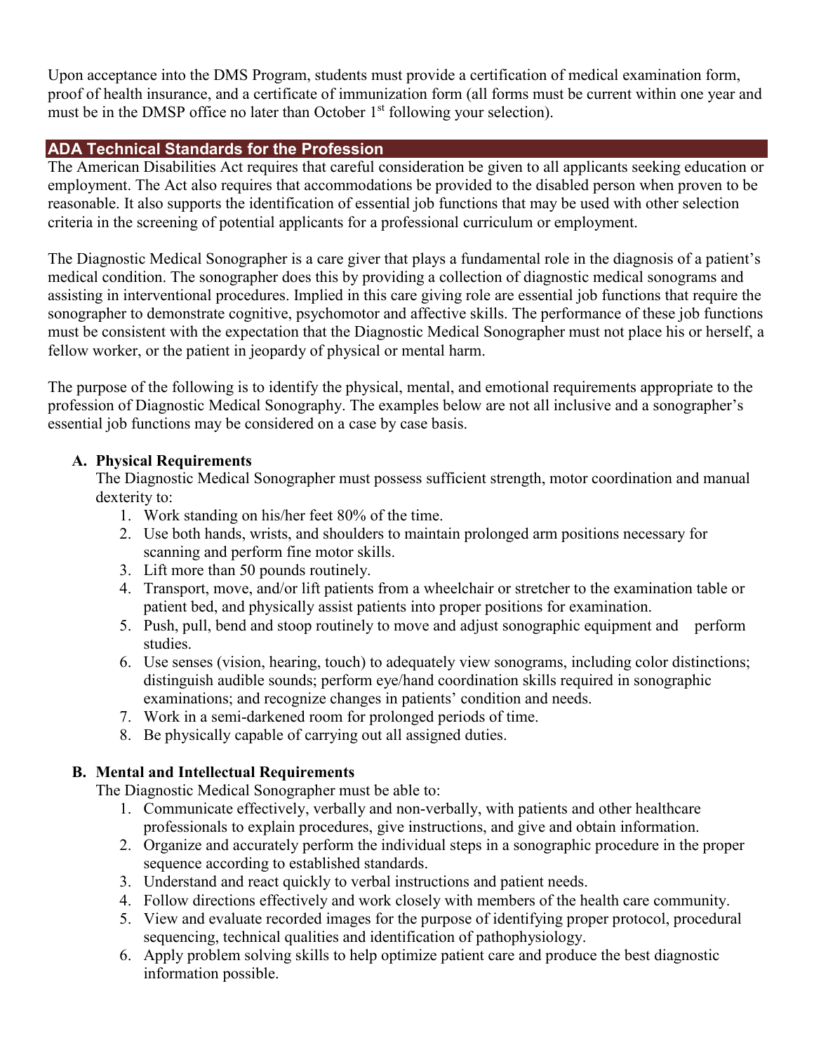Upon acceptance into the DMS Program, students must provide a certification of medical examination form, proof of health insurance, and a certificate of immunization form (all forms must be current within one year and must be in the DMSP office no later than October 1st following your selection).

## ADA Technical Standards for the Profession

The American Disabilities Act requires that careful consideration be given to all applicants seeking education or employment. The Act also requires that accommodations be provided to the disabled person when proven to be reasonable. It also supports the identification of essential job functions that may be used with other selection criteria in the screening of potential applicants for a professional curriculum or employment.

The Diagnostic Medical Sonographer is a care giver that plays a fundamental role in the diagnosis of a patient's medical condition. The sonographer does this by providing a collection of diagnostic medical sonograms and assisting in interventional procedures. Implied in this care giving role are essential job functions that require the sonographer to demonstrate cognitive, psychomotor and affective skills. The performance of these job functions must be consistent with the expectation that the Diagnostic Medical Sonographer must not place his or herself, a fellow worker, or the patient in jeopardy of physical or mental harm.

The purpose of the following is to identify the physical, mental, and emotional requirements appropriate to the profession of Diagnostic Medical Sonography. The examples below are not all inclusive and a sonographer's essential job functions may be considered on a case by case basis.

**A. Physical Requirements**

The Diagnostic Medical Sonographer must possess sufficient strength, motor coordination and manual dexterity to:

1. Work standing on his/her feet 80% of the time.
2. Use both hands, wrists, and shoulders to maintain prolonged arm positions necessary for scanning and perform fine motor skills.
3. Lift more than 50 pounds routinely.
4. Transport, move, and/or lift patients from a wheelchair or stretcher to the examination table or patient bed, and physically assist patients into proper positions for examination.
5. Push, pull, bend and stoop routinely to move and adjust sonographic equipment and perform studies.
6. Use senses (vision, hearing, touch) to adequately view sonograms, including color distinctions; distinguish audible sounds; perform eye/hand coordination skills required in sonographic examinations; and recognize changes in patients' condition and needs.
7. Work in a semi-darkened room for prolonged periods of time.
8. Be physically capable of carrying out all assigned duties.

**B. Mental and Intellectual Requirements**

The Diagnostic Medical Sonographer must be able to:

1. Communicate effectively, verbally and non-verbally, with patients and other healthcare professionals to explain procedures, give instructions, and give and obtain information.
2. Organize and accurately perform the individual steps in a sonographic procedure in the proper sequence according to established standards.
3. Understand and react quickly to verbal instructions and patient needs.
4. Follow directions effectively and work closely with members of the health care community.
5. View and evaluate recorded images for the purpose of identifying proper protocol, procedural sequencing, technical qualities and identification of pathophysiology.
6. Apply problem solving skills to help optimize patient care and produce the best diagnostic information possible.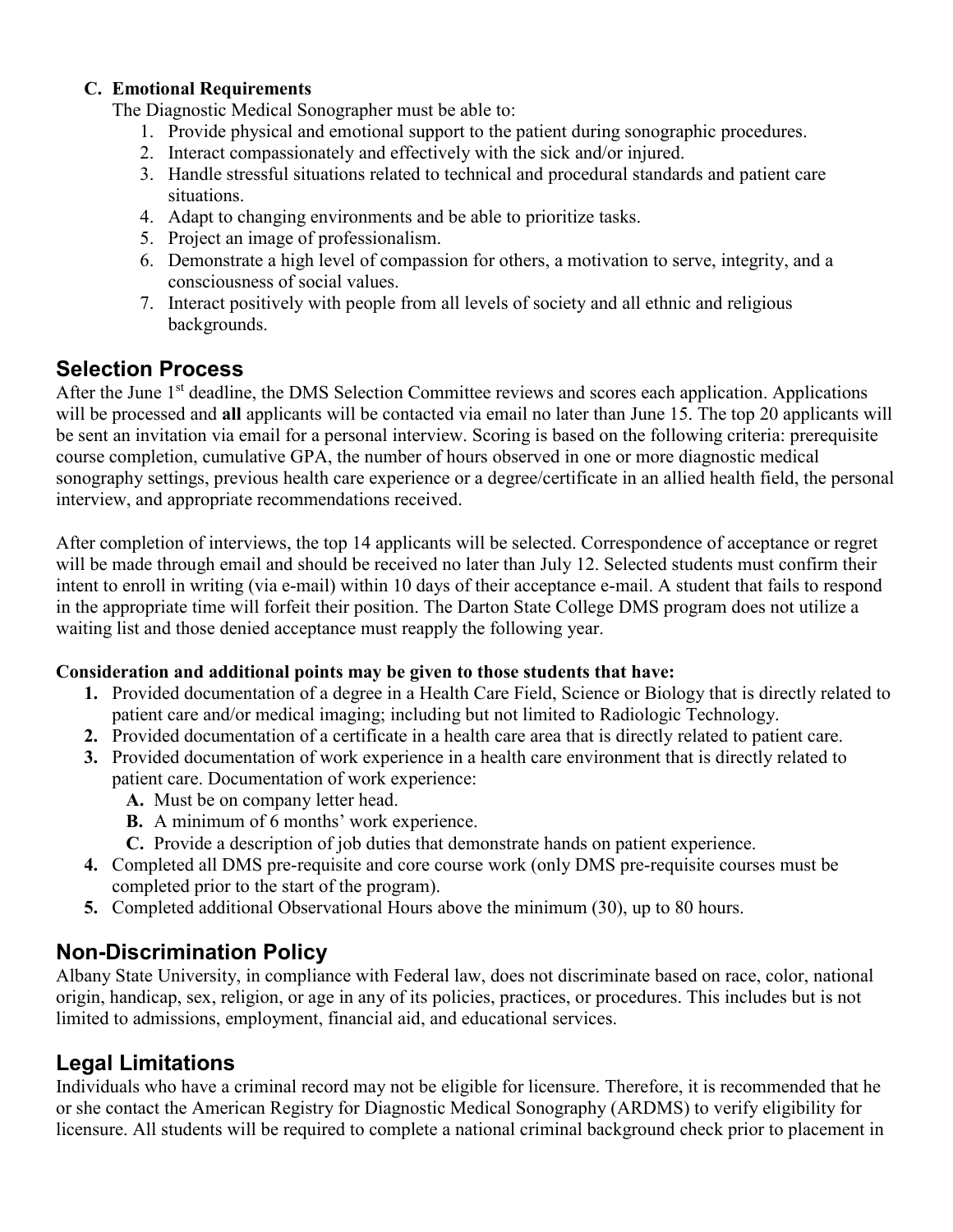**C. Emotional Requirements**

The Diagnostic Medical Sonographer must be able to:

1. Provide physical and emotional support to the patient during sonographic procedures.
2. Interact compassionately and effectively with the sick and/or injured.
3. Handle stressful situations related to technical and procedural standards and patient care situations.
4. Adapt to changing environments and be able to prioritize tasks.
5. Project an image of professionalism.
6. Demonstrate a high level of compassion for others, a motivation to serve, integrity, and a consciousness of social values.
7. Interact positively with people from all levels of society and all ethnic and religious backgrounds.

## Selection Process

After the June 1st deadline, the DMS Selection Committee reviews and scores each application. Applications will be processed and **all** applicants will be contacted via email no later than June 15. The top 20 applicants will be sent an invitation via email for a personal interview. Scoring is based on the following criteria: prerequisite course completion, cumulative GPA, the number of hours observed in one or more diagnostic medical sonography settings, previous health care experience or a degree/certificate in an allied health field, the personal interview, and appropriate recommendations received.

After completion of interviews, the top 14 applicants will be selected. Correspondence of acceptance or regret will be made through email and should be received no later than July 12. Selected students must confirm their intent to enroll in writing (via e-mail) within 10 days of their acceptance e-mail. A student that fails to respond in the appropriate time will forfeit their position. The Darton State College DMS program does not utilize a waiting list and those denied acceptance must reapply the following year.

**Consideration and additional points may be given to those students that have:**

1. Provided documentation of a degree in a Health Care Field, Science or Biology that is directly related to patient care and/or medical imaging; including but not limited to Radiologic Technology.
2. Provided documentation of a certificate in a health care area that is directly related to patient care.
3. Provided documentation of work experience in a health care environment that is directly related to patient care. Documentation of work experience:
   - **A.** Must be on company letter head.
   - **B.** A minimum of 6 months' work experience.
   - **C.** Provide a description of job duties that demonstrate hands on patient experience.
4. Completed all DMS pre-requisite and core course work (only DMS pre-requisite courses must be completed prior to the start of the program).
5. Completed additional Observational Hours above the minimum (30), up to 80 hours.

## Non-Discrimination Policy

Albany State University, in compliance with Federal law, does not discriminate based on race, color, national origin, handicap, sex, religion, or age in any of its policies, practices, or procedures. This includes but is not limited to admissions, employment, financial aid, and educational services.

## Legal Limitations

Individuals who have a criminal record may not be eligible for licensure. Therefore, it is recommended that he or she contact the American Registry for Diagnostic Medical Sonography (ARDMS) to verify eligibility for licensure. All students will be required to complete a national criminal background check prior to placement in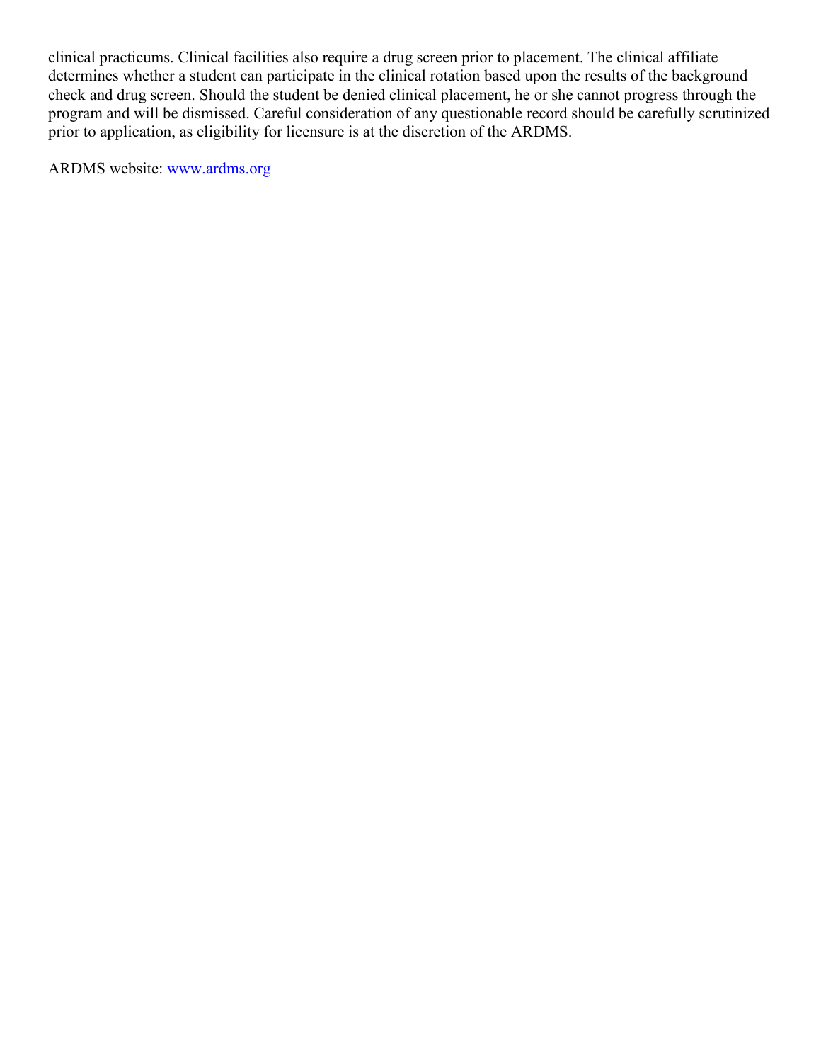clinical practicums. Clinical facilities also require a drug screen prior to placement. The clinical affiliate determines whether a student can participate in the clinical rotation based upon the results of the background check and drug screen. Should the student be denied clinical placement, he or she cannot progress through the program and will be dismissed. Careful consideration of any questionable record should be carefully scrutinized prior to application, as eligibility for licensure is at the discretion of the ARDMS.

ARDMS website: [www.ardms.org](http://www.ardms.org)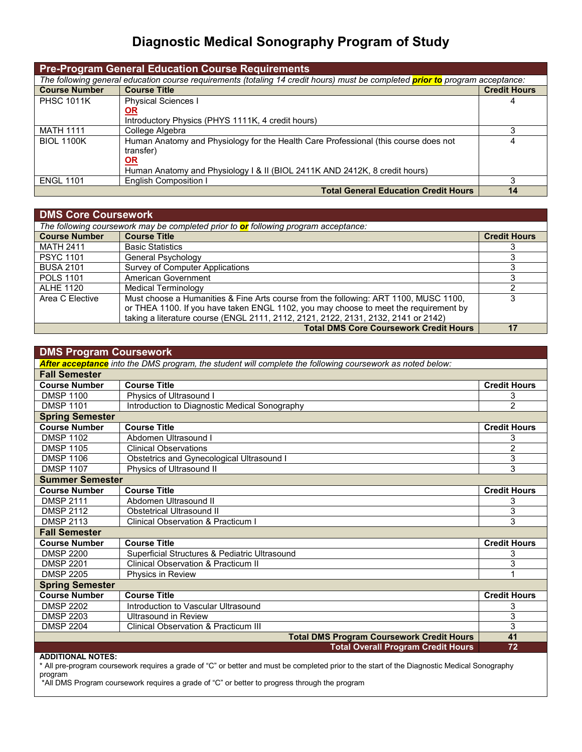# Diagnostic Medical Sonography Program of Study

## Pre-Program General Education Course Requirements

*The following general education course requirements (totaling 14 credit hours) must be completed **prior to** program acceptance:*

| Course Number | Course Title | Credit Hours |
|---|---|---|
| PHSC 1011K | Physical Sciences I<br>**OR**<br>Introductory Physics (PHYS 1111K, 4 credit hours) | 4 |
| MATH 1111 | College Algebra | 3 |
| BIOL 1100K | Human Anatomy and Physiology for the Health Care Professional (this course does not transfer)<br>**OR**<br>Human Anatomy and Physiology I & II (BIOL 2411K AND 2412K, 8 credit hours) | 4 |
| ENGL 1101 | English Composition I | 3 |
| | **Total General Education Credit Hours** | **14** |

## DMS Core Coursework

*The following coursework may be completed prior to **or** following program acceptance:*

| Course Number | Course Title | Credit Hours |
|---|---|---|
| MATH 2411 | Basic Statistics | 3 |
| PSYC 1101 | General Psychology | 3 |
| BUSA 2101 | Survey of Computer Applications | 3 |
| POLS 1101 | American Government | 3 |
| ALHE 1120 | Medical Terminology | 2 |
| Area C Elective | Must choose a Humanities & Fine Arts course from the following: ART 1100, MUSC 1100, or THEA 1100. If you have taken ENGL 1102, you may choose to meet the requirement by taking a literature course (ENGL 2111, 2112, 2121, 2122, 2131, 2132, 2141 or 2142) | 3 |
| | **Total DMS Core Coursework Credit Hours** | **17** |

## DMS Program Coursework

***After acceptance** into the DMS program, the student will complete the following coursework as noted below:*

| Course Number | Course Title | Credit Hours |
|---|---|---|
| **Fall Semester** | | |
| DMSP 1100 | Physics of Ultrasound I | 3 |
| DMSP 1101 | Introduction to Diagnostic Medical Sonography | 2 |
| **Spring Semester** | | |
| DMSP 1102 | Abdomen Ultrasound I | 3 |
| DMSP 1105 | Clinical Observations | 2 |
| DMSP 1106 | Obstetrics and Gynecological Ultrasound I | 3 |
| DMSP 1107 | Physics of Ultrasound II | 3 |
| **Summer Semester** | | |
| DMSP 2111 | Abdomen Ultrasound II | 3 |
| DMSP 2112 | Obstetrical Ultrasound II | 3 |
| DMSP 2113 | Clinical Observation & Practicum I | 3 |
| **Fall Semester** | | |
| DMSP 2200 | Superficial Structures & Pediatric Ultrasound | 3 |
| DMSP 2201 | Clinical Observation & Practicum II | 3 |
| DMSP 2205 | Physics in Review | 1 |
| **Spring Semester** | | |
| DMSP 2202 | Introduction to Vascular Ultrasound | 3 |
| DMSP 2203 | Ultrasound in Review | 3 |
| DMSP 2204 | Clinical Observation & Practicum III | 3 |
| | **Total DMS Program Coursework Credit Hours** | **41** |
| | **Total Overall Program Credit Hours** | **72** |

**ADDITIONAL NOTES:**

* All pre-program coursework requires a grade of "C" or better and must be completed prior to the start of the Diagnostic Medical Sonography program

*All DMS Program coursework requires a grade of "C" or better to progress through the program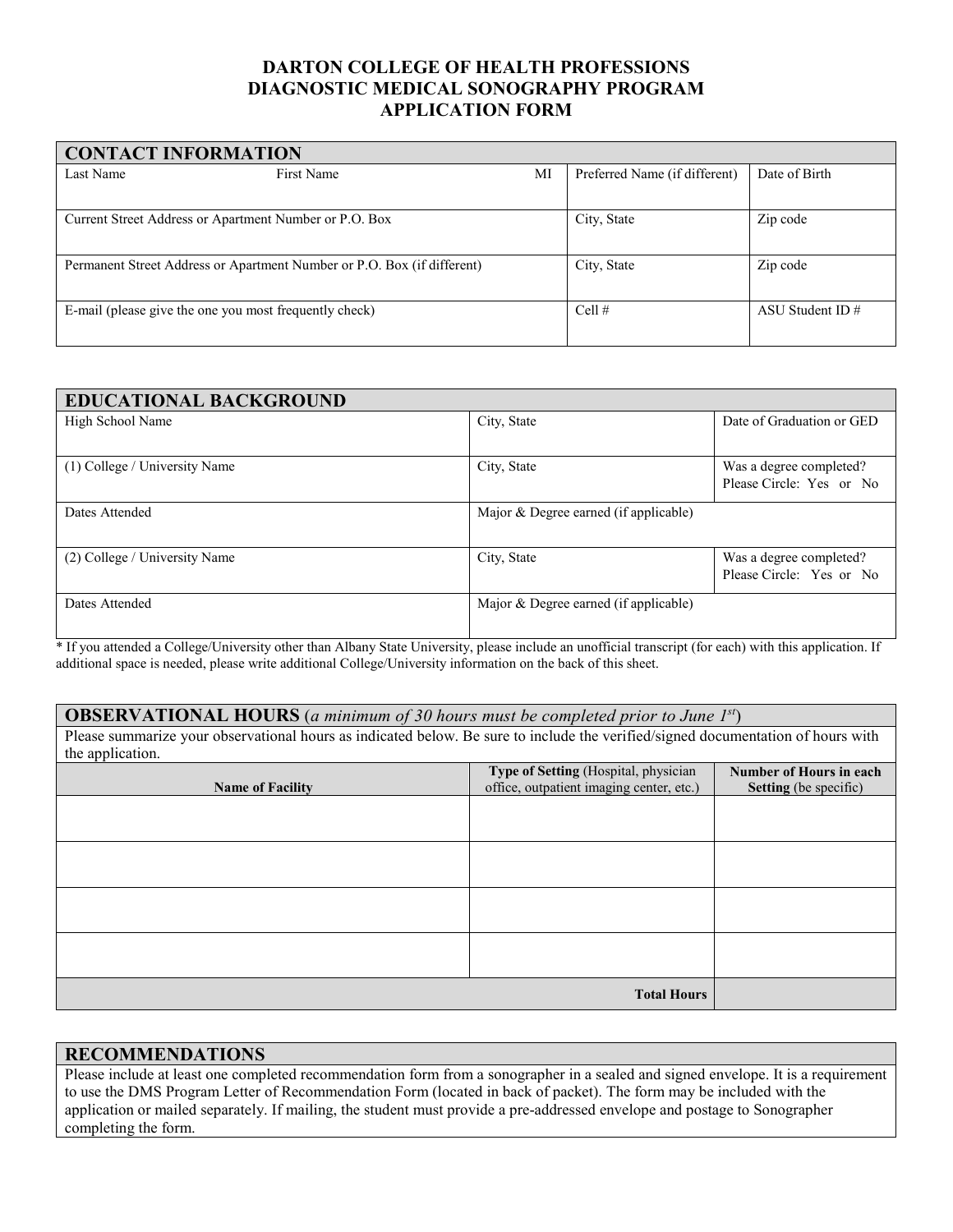# DARTON COLLEGE OF HEALTH PROFESSIONS
# DIAGNOSTIC MEDICAL SONOGRAPHY PROGRAM
# APPLICATION FORM

| CONTACT INFORMATION | | | |
|---|---|---|---|
| Last Name First Name | MI | Preferred Name (if different) | Date of Birth |
| Current Street Address or Apartment Number or P.O. Box | | City, State | Zip code |
| Permanent Street Address or Apartment Number or P.O. Box (if different) | | City, State | Zip code |
| E-mail (please give the one you most frequently check) | | Cell # | ASU Student ID # |

| EDUCATIONAL BACKGROUND | | |
|---|---|---|
| High School Name | City, State | Date of Graduation or GED |
| (1) College / University Name | City, State | Was a degree completed? Please Circle: Yes or No |
| Dates Attended | Major & Degree earned (if applicable) | |
| (2) College / University Name | City, State | Was a degree completed? Please Circle: Yes or No |
| Dates Attended | Major & Degree earned (if applicable) | |

* If you attended a College/University other than Albany State University, please include an unofficial transcript (for each) with this application. If additional space is needed, please write additional College/University information on the back of this sheet.

## OBSERVATIONAL HOURS (*a minimum of 30 hours must be completed prior to June 1st*)

Please summarize your observational hours as indicated below. Be sure to include the verified/signed documentation of hours with the application.

| **Name of Facility** | **Type of Setting** (Hospital, physician office, outpatient imaging center, etc.) | **Number of Hours in each Setting** (be specific) |
|---|---|---|
| | | |
| | | |
| | | |
| | | |
| | **Total Hours** | |

## RECOMMENDATIONS

Please include at least one completed recommendation form from a sonographer in a sealed and signed envelope. It is a requirement to use the DMS Program Letter of Recommendation Form (located in back of packet). The form may be included with the application or mailed separately. If mailing, the student must provide a pre-addressed envelope and postage to Sonographer completing the form.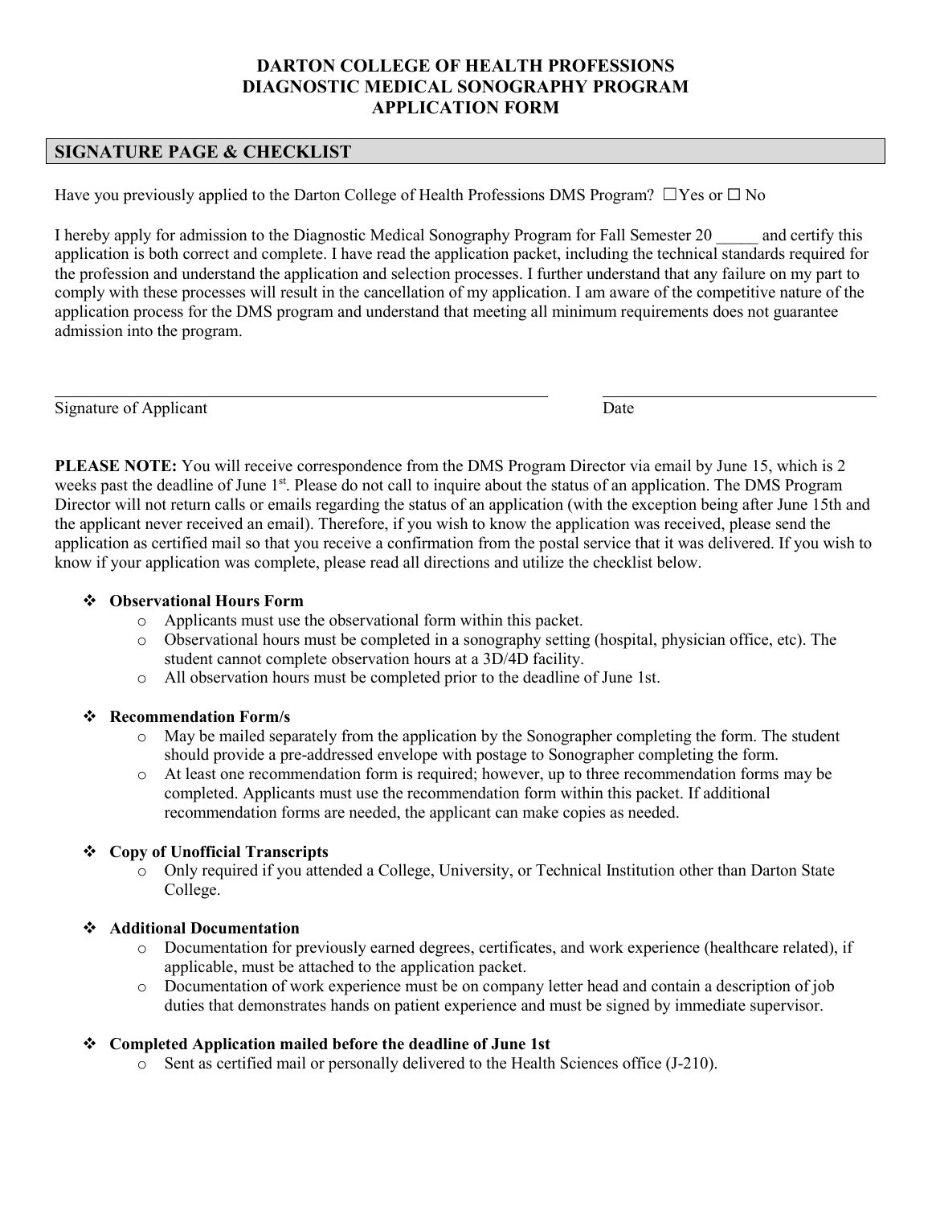# DARTON COLLEGE OF HEALTH PROFESSIONS
# DIAGNOSTIC MEDICAL SONOGRAPHY PROGRAM
# APPLICATION FORM

## SIGNATURE PAGE & CHECKLIST

Have you previously applied to the Darton College of Health Professions DMS Program? ☐Yes or ☐ No

I hereby apply for admission to the Diagnostic Medical Sonography Program for Fall Semester 20 _____ and certify this application is both correct and complete. I have read the application packet, including the technical standards required for the profession and understand the application and selection processes. I further understand that any failure on my part to comply with these processes will result in the cancellation of my application. I am aware of the competitive nature of the application process for the DMS program and understand that meeting all minimum requirements does not guarantee admission into the program.

\_\_\_\_\_\_\_\_\_\_\_\_\_\_\_\_\_\_\_\_\_\_\_\_\_\_\_\_\_\_\_\_\_\_\_\_\_\_\_\_ \_\_\_\_\_\_\_\_\_\_\_\_\_\_\_\_\_\_\_\_\_\_\_\_
Signature of Applicant Date

**PLEASE NOTE:** You will receive correspondence from the DMS Program Director via email by June 15, which is 2 weeks past the deadline of June 1st. Please do not call to inquire about the status of an application. The DMS Program Director will not return calls or emails regarding the status of an application (with the exception being after June 15th and the applicant never received an email). Therefore, if you wish to know the application was received, please send the application as certified mail so that you receive a confirmation from the postal service that it was delivered. If you wish to know if your application was complete, please read all directions and utilize the checklist below.

- **Observational Hours Form**
  - Applicants must use the observational form within this packet.
  - Observational hours must be completed in a sonography setting (hospital, physician office, etc). The student cannot complete observation hours at a 3D/4D facility.
  - All observation hours must be completed prior to the deadline of June 1st.

- **Recommendation Form/s**
  - May be mailed separately from the application by the Sonographer completing the form. The student should provide a pre-addressed envelope with postage to Sonographer completing the form.
  - At least one recommendation form is required; however, up to three recommendation forms may be completed. Applicants must use the recommendation form within this packet. If additional recommendation forms are needed, the applicant can make copies as needed.

- **Copy of Unofficial Transcripts**
  - Only required if you attended a College, University, or Technical Institution other than Darton State College.

- **Additional Documentation**
  - Documentation for previously earned degrees, certificates, and work experience (healthcare related), if applicable, must be attached to the application packet.
  - Documentation of work experience must be on company letter head and contain a description of job duties that demonstrates hands on patient experience and must be signed by immediate supervisor.

- **Completed Application mailed before the deadline of June 1st**
  - Sent as certified mail or personally delivered to the Health Sciences office (J-210).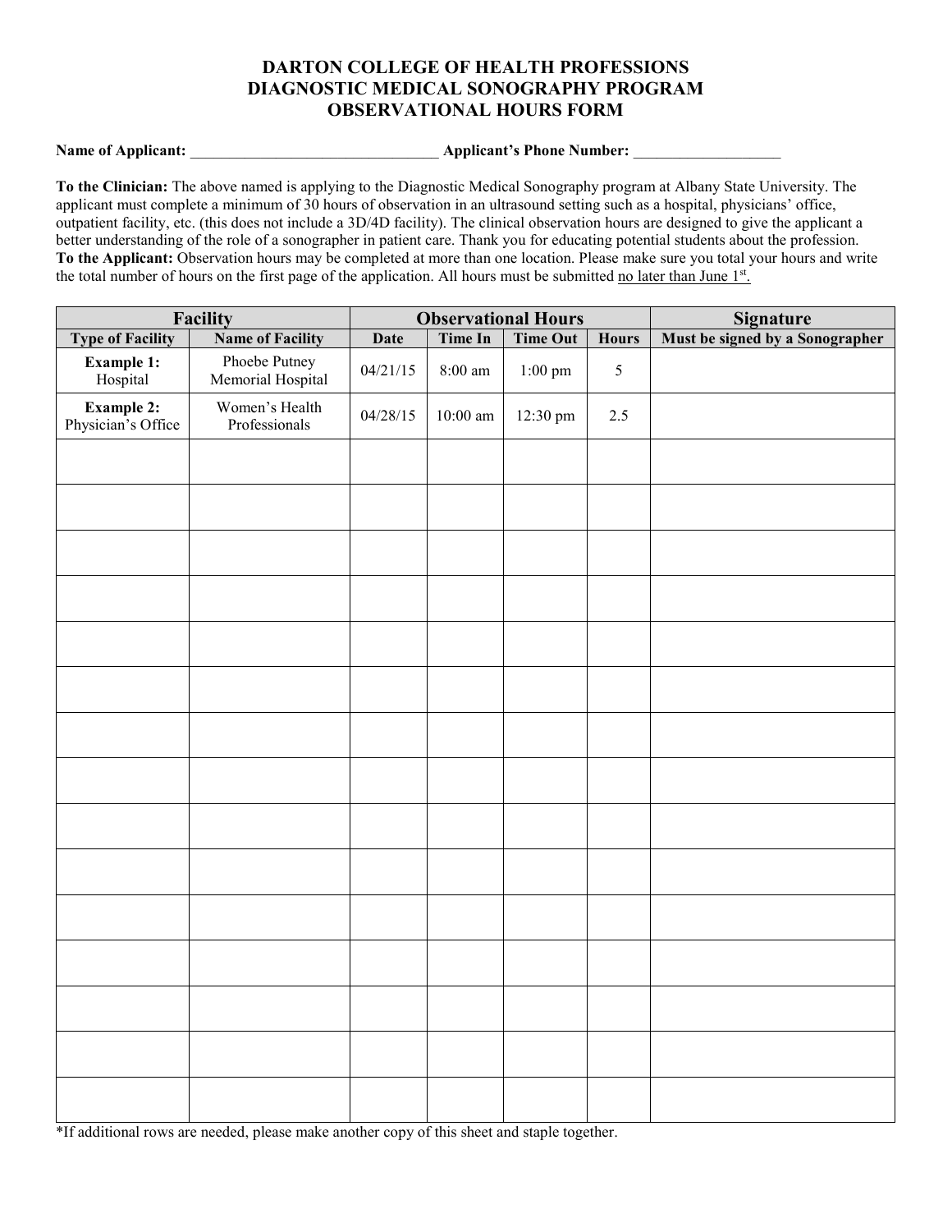# DARTON COLLEGE OF HEALTH PROFESSIONS
# DIAGNOSTIC MEDICAL SONOGRAPHY PROGRAM
# OBSERVATIONAL HOURS FORM

**Name of Applicant:** ________________________________ **Applicant's Phone Number:** ___________________

**To the Clinician:** The above named is applying to the Diagnostic Medical Sonography program at Albany State University. The applicant must complete a minimum of 30 hours of observation in an ultrasound setting such as a hospital, physicians' office, outpatient facility, etc. (this does not include a 3D/4D facility). The clinical observation hours are designed to give the applicant a better understanding of the role of a sonographer in patient care. Thank you for educating potential students about the profession.
**To the Applicant:** Observation hours may be completed at more than one location. Please make sure you total your hours and write the total number of hours on the first page of the application. All hours must be submitted no later than June 1st.

| Facility | | Observational Hours | | | | Signature |
|---|---|---|---|---|---|---|
| **Type of Facility** | **Name of Facility** | **Date** | **Time In** | **Time Out** | **Hours** | **Must be signed by a Sonographer** |
| **Example 1:** Hospital | Phoebe Putney Memorial Hospital | 04/21/15 | 8:00 am | 1:00 pm | 5 | |
| **Example 2:** Physician's Office | Women's Health Professionals | 04/28/15 | 10:00 am | 12:30 pm | 2.5 | |
| | | | | | | |
| | | | | | | |
| | | | | | | |
| | | | | | | |
| | | | | | | |
| | | | | | | |
| | | | | | | |
| | | | | | | |
| | | | | | | |
| | | | | | | |
| | | | | | | |
| | | | | | | |
| | | | | | | |
| | | | | | | |
| | | | | | | |

*If additional rows are needed, please make another copy of this sheet and staple together.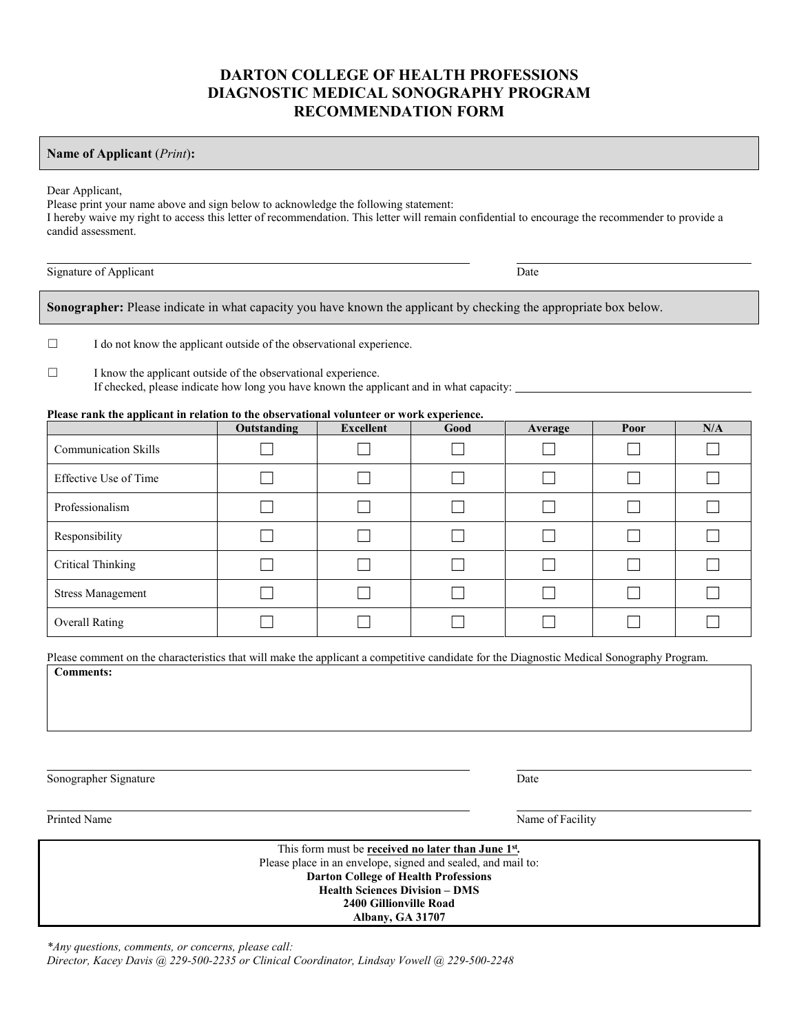# DARTON COLLEGE OF HEALTH PROFESSIONS
# DIAGNOSTIC MEDICAL SONOGRAPHY PROGRAM
# RECOMMENDATION FORM

**Name of Applicant** (*Print*)**:**

Dear Applicant,
Please print your name above and sign below to acknowledge the following statement:
I hereby waive my right to access this letter of recommendation. This letter will remain confidential to encourage the recommender to provide a candid assessment.

Signature of Applicant ______________________ Date ______________

**Sonographer:** Please indicate in what capacity you have known the applicant by checking the appropriate box below.

☐ I do not know the applicant outside of the observational experience.

☐ I know the applicant outside of the observational experience.
If checked, please indicate how long you have known the applicant and in what capacity: ______________________

**Please rank the applicant in relation to the observational volunteer or work experience.**

| | Outstanding | Excellent | Good | Average | Poor | N/A |
|---|---|---|---|---|---|---|
| Communication Skills | ☐ | ☐ | ☐ | ☐ | ☐ | ☐ |
| Effective Use of Time | ☐ | ☐ | ☐ | ☐ | ☐ | ☐ |
| Professionalism | ☐ | ☐ | ☐ | ☐ | ☐ | ☐ |
| Responsibility | ☐ | ☐ | ☐ | ☐ | ☐ | ☐ |
| Critical Thinking | ☐ | ☐ | ☐ | ☐ | ☐ | ☐ |
| Stress Management | ☐ | ☐ | ☐ | ☐ | ☐ | ☐ |
| Overall Rating | ☐ | ☐ | ☐ | ☐ | ☐ | ☐ |

Please comment on the characteristics that will make the applicant a competitive candidate for the Diagnostic Medical Sonography Program.

**Comments:**

Sonographer Signature ______________________ Date ______________

Printed Name ______________________ Name of Facility ______________

This form must be **received no later than June 1st.**
Please place in an envelope, signed and sealed, and mail to:
**Darton College of Health Professions**
**Health Sciences Division – DMS**
**2400 Gillionville Road**
**Albany, GA 31707**

*\*Any questions, comments, or concerns, please call:*
*Director, Kacey Davis @ 229-500-2235 or Clinical Coordinator, Lindsay Vowell @ 229-500-2248*